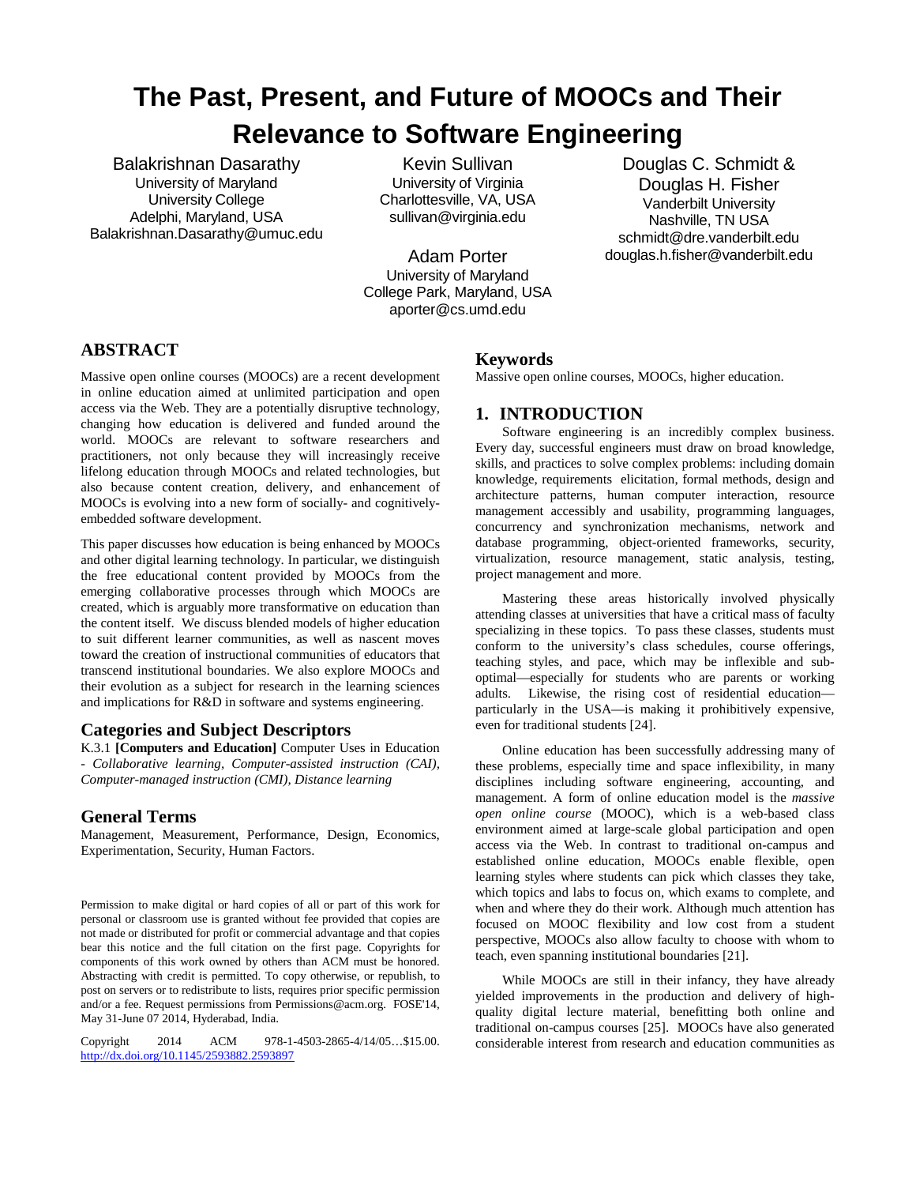# The Past, Present, and Future of MOOCs and Their Relevance to Software Engineering

Balakrishnan Dasarathy
University of Maryland
University College
Adelphi, Maryland, USA
Balakrishnan.Dasarathy@umuc.edu

Kevin Sullivan
University of Virginia
Charlottesville, VA, USA
sullivan@virginia.edu

Adam Porter
University of Maryland
College Park, Maryland, USA
aporter@cs.umd.edu

Douglas C. Schmidt & Douglas H. Fisher
Vanderbilt University
Nashville, TN USA
schmidt@dre.vanderbilt.edu
douglas.h.fisher@vanderbilt.edu

## ABSTRACT

Massive open online courses (MOOCs) are a recent development in online education aimed at unlimited participation and open access via the Web. They are a potentially disruptive technology, changing how education is delivered and funded around the world. MOOCs are relevant to software researchers and practitioners, not only because they will increasingly receive lifelong education through MOOCs and related technologies, but also because content creation, delivery, and enhancement of MOOCs is evolving into a new form of socially- and cognitively-embedded software development.

This paper discusses how education is being enhanced by MOOCs and other digital learning technology. In particular, we distinguish the free educational content provided by MOOCs from the emerging collaborative processes through which MOOCs are created, which is arguably more transformative on education than the content itself. We discuss blended models of higher education to suit different learner communities, as well as nascent moves toward the creation of instructional communities of educators that transcend institutional boundaries. We also explore MOOCs and their evolution as a subject for research in the learning sciences and implications for R&D in software and systems engineering.

## Categories and Subject Descriptors

K.3.1 **[Computers and Education]** Computer Uses in Education - *Collaborative learning, Computer-assisted instruction (CAI), Computer-managed instruction (CMI), Distance learning*

## General Terms

Management, Measurement, Performance, Design, Economics, Experimentation, Security, Human Factors.

Permission to make digital or hard copies of all or part of this work for personal or classroom use is granted without fee provided that copies are not made or distributed for profit or commercial advantage and that copies bear this notice and the full citation on the first page. Copyrights for components of this work owned by others than ACM must be honored. Abstracting with credit is permitted. To copy otherwise, or republish, to post on servers or to redistribute to lists, requires prior specific permission and/or a fee. Request permissions from Permissions@acm.org. FOSE'14, May 31-June 07 2014, Hyderabad, India.

Copyright 2014 ACM 978-1-4503-2865-4/14/05…$15.00. http://dx.doi.org/10.1145/2593882.2593897

## Keywords

Massive open online courses, MOOCs, higher education.

## 1. INTRODUCTION

Software engineering is an incredibly complex business. Every day, successful engineers must draw on broad knowledge, skills, and practices to solve complex problems: including domain knowledge, requirements elicitation, formal methods, design and architecture patterns, human computer interaction, resource management accessibly and usability, programming languages, concurrency and synchronization mechanisms, network and database programming, object-oriented frameworks, security, virtualization, resource management, static analysis, testing, project management and more.

Mastering these areas historically involved physically attending classes at universities that have a critical mass of faculty specializing in these topics. To pass these classes, students must conform to the university's class schedules, course offerings, teaching styles, and pace, which may be inflexible and sub-optimal—especially for students who are parents or working adults. Likewise, the rising cost of residential education—particularly in the USA—is making it prohibitively expensive, even for traditional students [24].

Online education has been successfully addressing many of these problems, especially time and space inflexibility, in many disciplines including software engineering, accounting, and management. A form of online education model is the *massive open online course* (MOOC), which is a web-based class environment aimed at large-scale global participation and open access via the Web. In contrast to traditional on-campus and established online education, MOOCs enable flexible, open learning styles where students can pick which classes they take, which topics and labs to focus on, which exams to complete, and when and where they do their work. Although much attention has focused on MOOC flexibility and low cost from a student perspective, MOOCs also allow faculty to choose with whom to teach, even spanning institutional boundaries [21].

While MOOCs are still in their infancy, they have already yielded improvements in the production and delivery of high-quality digital lecture material, benefitting both online and traditional on-campus courses [25]. MOOCs have also generated considerable interest from research and education communities as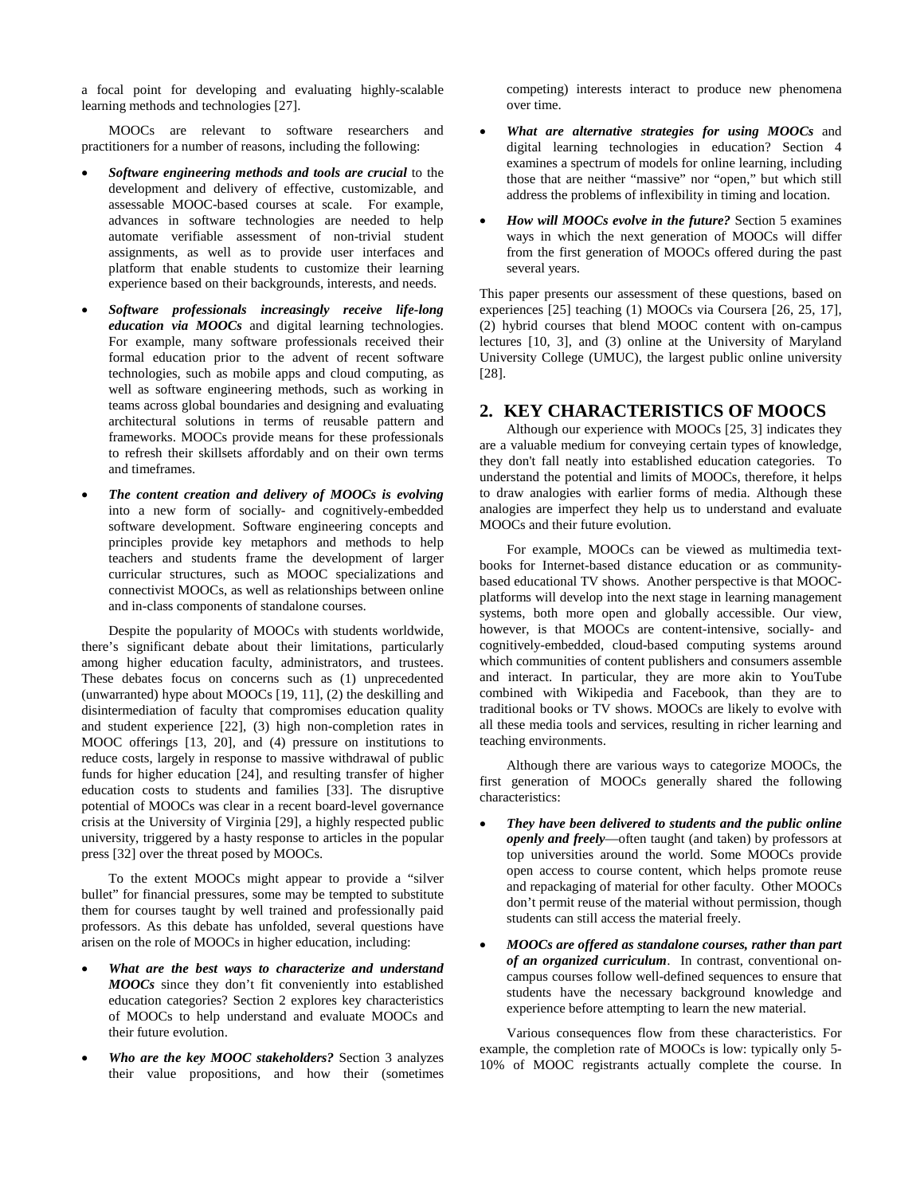a focal point for developing and evaluating highly-scalable learning methods and technologies [27].

MOOCs are relevant to software researchers and practitioners for a number of reasons, including the following:

- ***Software engineering methods and tools are crucial*** to the development and delivery of effective, customizable, and assessable MOOC-based courses at scale. For example, advances in software technologies are needed to help automate verifiable assessment of non-trivial student assignments, as well as to provide user interfaces and platform that enable students to customize their learning experience based on their backgrounds, interests, and needs.
- ***Software professionals increasingly receive life-long education via MOOCs*** and digital learning technologies. For example, many software professionals received their formal education prior to the advent of recent software technologies, such as mobile apps and cloud computing, as well as software engineering methods, such as working in teams across global boundaries and designing and evaluating architectural solutions in terms of reusable pattern and frameworks. MOOCs provide means for these professionals to refresh their skillsets affordably and on their own terms and timeframes.
- ***The content creation and delivery of MOOCs is evolving*** into a new form of socially- and cognitively-embedded software development. Software engineering concepts and principles provide key metaphors and methods to help teachers and students frame the development of larger curricular structures, such as MOOC specializations and connectivist MOOCs, as well as relationships between online and in-class components of standalone courses.

Despite the popularity of MOOCs with students worldwide, there's significant debate about their limitations, particularly among higher education faculty, administrators, and trustees. These debates focus on concerns such as (1) unprecedented (unwarranted) hype about MOOCs [19, 11], (2) the deskilling and disintermediation of faculty that compromises education quality and student experience [22], (3) high non-completion rates in MOOC offerings [13, 20], and (4) pressure on institutions to reduce costs, largely in response to massive withdrawal of public funds for higher education [24], and resulting transfer of higher education costs to students and families [33]. The disruptive potential of MOOCs was clear in a recent board-level governance crisis at the University of Virginia [29], a highly respected public university, triggered by a hasty response to articles in the popular press [32] over the threat posed by MOOCs.

To the extent MOOCs might appear to provide a "silver bullet" for financial pressures, some may be tempted to substitute them for courses taught by well trained and professionally paid professors. As this debate has unfolded, several questions have arisen on the role of MOOCs in higher education, including:

- ***What are the best ways to characterize and understand MOOCs*** since they don't fit conveniently into established education categories? Section 2 explores key characteristics of MOOCs to help understand and evaluate MOOCs and their future evolution.
- ***Who are the key MOOC stakeholders?*** Section 3 analyzes their value propositions, and how their (sometimes competing) interests interact to produce new phenomena over time.
- ***What are alternative strategies for using MOOCs*** and digital learning technologies in education? Section 4 examines a spectrum of models for online learning, including those that are neither "massive" nor "open," but which still address the problems of inflexibility in timing and location.
- ***How will MOOCs evolve in the future?*** Section 5 examines ways in which the next generation of MOOCs will differ from the first generation of MOOCs offered during the past several years.

This paper presents our assessment of these questions, based on experiences [25] teaching (1) MOOCs via Coursera [26, 25, 17], (2) hybrid courses that blend MOOC content with on-campus lectures [10, 3], and (3) online at the University of Maryland University College (UMUC), the largest public online university [28].

## 2. KEY CHARACTERISTICS OF MOOCS

Although our experience with MOOCs [25, 3] indicates they are a valuable medium for conveying certain types of knowledge, they don't fall neatly into established education categories. To understand the potential and limits of MOOCs, therefore, it helps to draw analogies with earlier forms of media. Although these analogies are imperfect they help us to understand and evaluate MOOCs and their future evolution.

For example, MOOCs can be viewed as multimedia text-books for Internet-based distance education or as community-based educational TV shows. Another perspective is that MOOC-platforms will develop into the next stage in learning management systems, both more open and globally accessible. Our view, however, is that MOOCs are content-intensive, socially- and cognitively-embedded, cloud-based computing systems around which communities of content publishers and consumers assemble and interact. In particular, they are more akin to YouTube combined with Wikipedia and Facebook, than they are to traditional books or TV shows. MOOCs are likely to evolve with all these media tools and services, resulting in richer learning and teaching environments.

Although there are various ways to categorize MOOCs, the first generation of MOOCs generally shared the following characteristics:

- ***They have been delivered to students and the public online openly and freely***—often taught (and taken) by professors at top universities around the world. Some MOOCs provide open access to course content, which helps promote reuse and repackaging of material for other faculty. Other MOOCs don't permit reuse of the material without permission, though students can still access the material freely.
- ***MOOCs are offered as standalone courses, rather than part of an organized curriculum***. In contrast, conventional on-campus courses follow well-defined sequences to ensure that students have the necessary background knowledge and experience before attempting to learn the new material.

Various consequences flow from these characteristics. For example, the completion rate of MOOCs is low: typically only 5-10% of MOOC registrants actually complete the course. In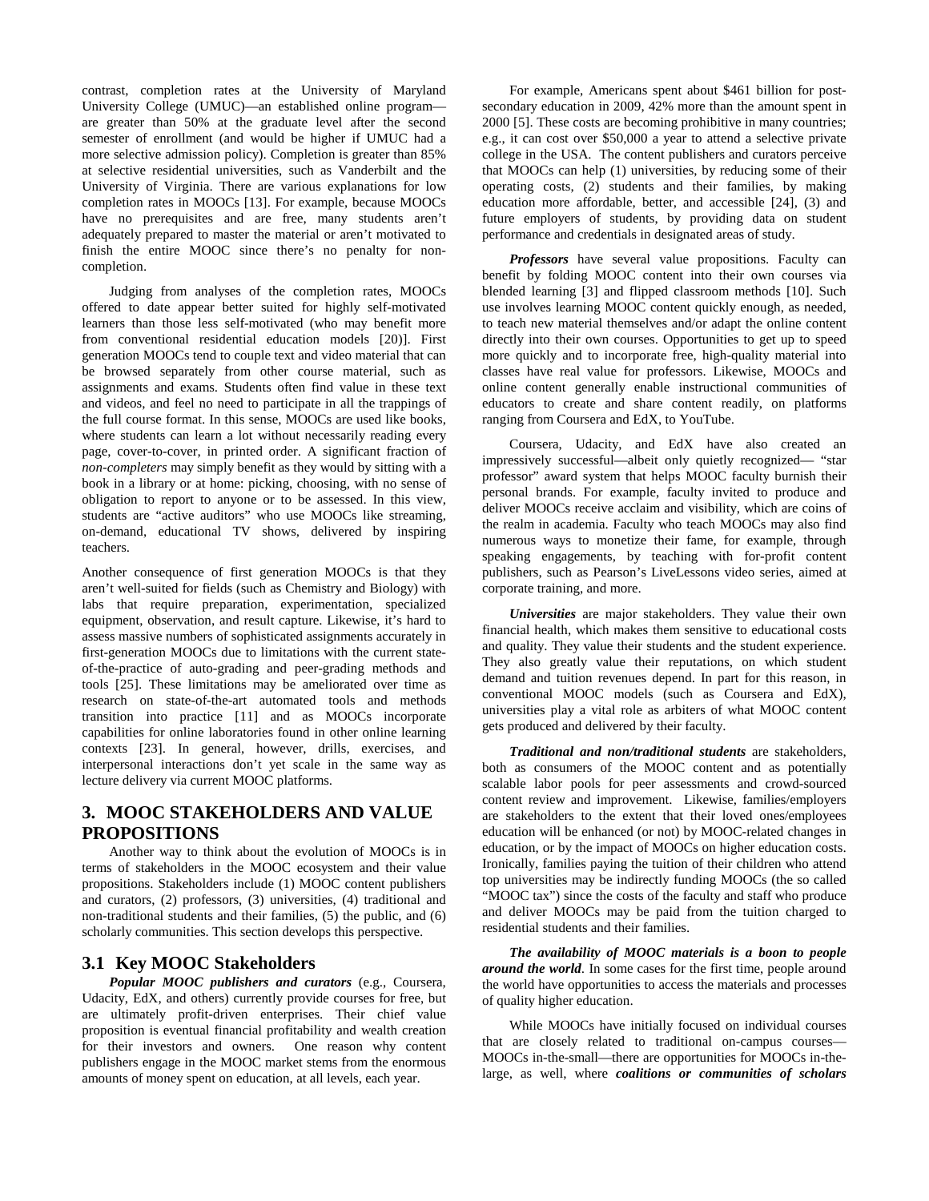contrast, completion rates at the University of Maryland University College (UMUC)—an established online program—are greater than 50% at the graduate level after the second semester of enrollment (and would be higher if UMUC had a more selective admission policy). Completion is greater than 85% at selective residential universities, such as Vanderbilt and the University of Virginia. There are various explanations for low completion rates in MOOCs [13]. For example, because MOOCs have no prerequisites and are free, many students aren't adequately prepared to master the material or aren't motivated to finish the entire MOOC since there's no penalty for non-completion.

Judging from analyses of the completion rates, MOOCs offered to date appear better suited for highly self-motivated learners than those less self-motivated (who may benefit more from conventional residential education models [20])]. First generation MOOCs tend to couple text and video material that can be browsed separately from other course material, such as assignments and exams. Students often find value in these text and videos, and feel no need to participate in all the trappings of the full course format. In this sense, MOOCs are used like books, where students can learn a lot without necessarily reading every page, cover-to-cover, in printed order. A significant fraction of *non-completers* may simply benefit as they would by sitting with a book in a library or at home: picking, choosing, with no sense of obligation to report to anyone or to be assessed. In this view, students are "active auditors" who use MOOCs like streaming, on-demand, educational TV shows, delivered by inspiring teachers.

Another consequence of first generation MOOCs is that they aren't well-suited for fields (such as Chemistry and Biology) with labs that require preparation, experimentation, specialized equipment, observation, and result capture. Likewise, it's hard to assess massive numbers of sophisticated assignments accurately in first-generation MOOCs due to limitations with the current state-of-the-practice of auto-grading and peer-grading methods and tools [25]. These limitations may be ameliorated over time as research on state-of-the-art automated tools and methods transition into practice [11] and as MOOCs incorporate capabilities for online laboratories found in other online learning contexts [23]. In general, however, drills, exercises, and interpersonal interactions don't yet scale in the same way as lecture delivery via current MOOC platforms.

## 3. MOOC STAKEHOLDERS AND VALUE PROPOSITIONS

Another way to think about the evolution of MOOCs is in terms of stakeholders in the MOOC ecosystem and their value propositions. Stakeholders include (1) MOOC content publishers and curators, (2) professors, (3) universities, (4) traditional and non-traditional students and their families, (5) the public, and (6) scholarly communities. This section develops this perspective.

### 3.1 Key MOOC Stakeholders

***Popular MOOC publishers and curators*** (e.g., Coursera, Udacity, EdX, and others) currently provide courses for free, but are ultimately profit-driven enterprises. Their chief value proposition is eventual financial profitability and wealth creation for their investors and owners. One reason why content publishers engage in the MOOC market stems from the enormous amounts of money spent on education, at all levels, each year.

For example, Americans spent about $461 billion for post-secondary education in 2009, 42% more than the amount spent in 2000 [5]. These costs are becoming prohibitive in many countries; e.g., it can cost over $50,000 a year to attend a selective private college in the USA. The content publishers and curators perceive that MOOCs can help (1) universities, by reducing some of their operating costs, (2) students and their families, by making education more affordable, better, and accessible [24], (3) and future employers of students, by providing data on student performance and credentials in designated areas of study.

***Professors*** have several value propositions. Faculty can benefit by folding MOOC content into their own courses via blended learning [3] and flipped classroom methods [10]. Such use involves learning MOOC content quickly enough, as needed, to teach new material themselves and/or adapt the online content directly into their own courses. Opportunities to get up to speed more quickly and to incorporate free, high-quality material into classes have real value for professors. Likewise, MOOCs and online content generally enable instructional communities of educators to create and share content readily, on platforms ranging from Coursera and EdX, to YouTube.

Coursera, Udacity, and EdX have also created an impressively successful—albeit only quietly recognized— "star professor" award system that helps MOOC faculty burnish their personal brands. For example, faculty invited to produce and deliver MOOCs receive acclaim and visibility, which are coins of the realm in academia. Faculty who teach MOOCs may also find numerous ways to monetize their fame, for example, through speaking engagements, by teaching with for-profit content publishers, such as Pearson's LiveLessons video series, aimed at corporate training, and more.

***Universities*** are major stakeholders. They value their own financial health, which makes them sensitive to educational costs and quality. They value their students and the student experience. They also greatly value their reputations, on which student demand and tuition revenues depend. In part for this reason, in conventional MOOC models (such as Coursera and EdX), universities play a vital role as arbiters of what MOOC content gets produced and delivered by their faculty.

***Traditional and non/traditional students*** are stakeholders, both as consumers of the MOOC content and as potentially scalable labor pools for peer assessments and crowd-sourced content review and improvement. Likewise, families/employers are stakeholders to the extent that their loved ones/employees education will be enhanced (or not) by MOOC-related changes in education, or by the impact of MOOCs on higher education costs. Ironically, families paying the tuition of their children who attend top universities may be indirectly funding MOOCs (the so called "MOOC tax") since the costs of the faculty and staff who produce and deliver MOOCs may be paid from the tuition charged to residential students and their families.

***The availability of MOOC materials is a boon to people around the world***. In some cases for the first time, people around the world have opportunities to access the materials and processes of quality higher education.

While MOOCs have initially focused on individual courses that are closely related to traditional on-campus courses—MOOCs in-the-small—there are opportunities for MOOCs in-the-large, as well, where ***coalitions or communities of scholars***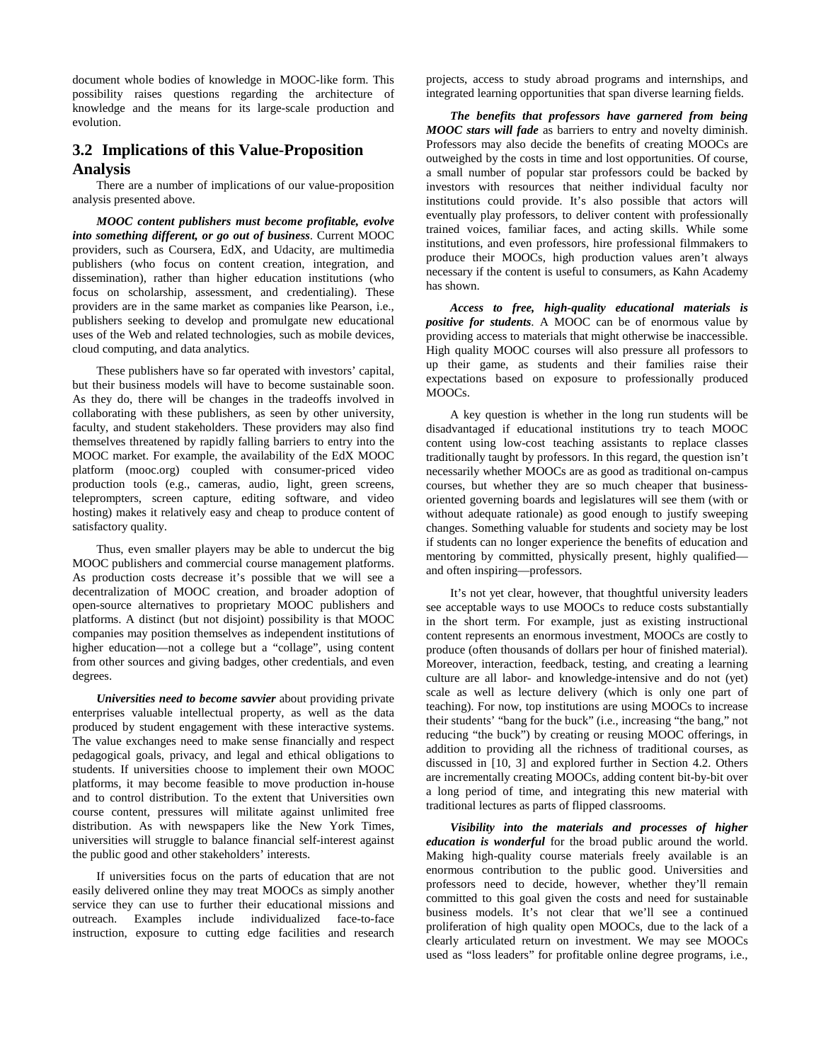document whole bodies of knowledge in MOOC-like form. This possibility raises questions regarding the architecture of knowledge and the means for its large-scale production and evolution.

## 3.2 Implications of this Value-Proposition Analysis

There are a number of implications of our value-proposition analysis presented above.

***MOOC content publishers must become profitable, evolve into something different, or go out of business***. Current MOOC providers, such as Coursera, EdX, and Udacity, are multimedia publishers (who focus on content creation, integration, and dissemination), rather than higher education institutions (who focus on scholarship, assessment, and credentialing). These providers are in the same market as companies like Pearson, i.e., publishers seeking to develop and promulgate new educational uses of the Web and related technologies, such as mobile devices, cloud computing, and data analytics.

These publishers have so far operated with investors' capital, but their business models will have to become sustainable soon. As they do, there will be changes in the tradeoffs involved in collaborating with these publishers, as seen by other university, faculty, and student stakeholders. These providers may also find themselves threatened by rapidly falling barriers to entry into the MOOC market. For example, the availability of the EdX MOOC platform (mooc.org) coupled with consumer-priced video production tools (e.g., cameras, audio, light, green screens, teleprompters, screen capture, editing software, and video hosting) makes it relatively easy and cheap to produce content of satisfactory quality.

Thus, even smaller players may be able to undercut the big MOOC publishers and commercial course management platforms. As production costs decrease it's possible that we will see a decentralization of MOOC creation, and broader adoption of open-source alternatives to proprietary MOOC publishers and platforms. A distinct (but not disjoint) possibility is that MOOC companies may position themselves as independent institutions of higher education—not a college but a "collage", using content from other sources and giving badges, other credentials, and even degrees.

***Universities need to become savvier*** about providing private enterprises valuable intellectual property, as well as the data produced by student engagement with these interactive systems. The value exchanges need to make sense financially and respect pedagogical goals, privacy, and legal and ethical obligations to students. If universities choose to implement their own MOOC platforms, it may become feasible to move production in-house and to control distribution. To the extent that Universities own course content, pressures will militate against unlimited free distribution. As with newspapers like the New York Times, universities will struggle to balance financial self-interest against the public good and other stakeholders' interests.

If universities focus on the parts of education that are not easily delivered online they may treat MOOCs as simply another service they can use to further their educational missions and outreach. Examples include individualized face-to-face instruction, exposure to cutting edge facilities and research projects, access to study abroad programs and internships, and integrated learning opportunities that span diverse learning fields.

***The benefits that professors have garnered from being MOOC stars will fade*** as barriers to entry and novelty diminish. Professors may also decide the benefits of creating MOOCs are outweighed by the costs in time and lost opportunities. Of course, a small number of popular star professors could be backed by investors with resources that neither individual faculty nor institutions could provide. It's also possible that actors will eventually play professors, to deliver content with professionally trained voices, familiar faces, and acting skills. While some institutions, and even professors, hire professional filmmakers to produce their MOOCs, high production values aren't always necessary if the content is useful to consumers, as Kahn Academy has shown.

***Access to free, high-quality educational materials is positive for students***. A MOOC can be of enormous value by providing access to materials that might otherwise be inaccessible. High quality MOOC courses will also pressure all professors to up their game, as students and their families raise their expectations based on exposure to professionally produced MOOCs.

A key question is whether in the long run students will be disadvantaged if educational institutions try to teach MOOC content using low-cost teaching assistants to replace classes traditionally taught by professors. In this regard, the question isn't necessarily whether MOOCs are as good as traditional on-campus courses, but whether they are so much cheaper that business-oriented governing boards and legislatures will see them (with or without adequate rationale) as good enough to justify sweeping changes. Something valuable for students and society may be lost if students can no longer experience the benefits of education and mentoring by committed, physically present, highly qualified—and often inspiring—professors.

It's not yet clear, however, that thoughtful university leaders see acceptable ways to use MOOCs to reduce costs substantially in the short term. For example, just as existing instructional content represents an enormous investment, MOOCs are costly to produce (often thousands of dollars per hour of finished material). Moreover, interaction, feedback, testing, and creating a learning culture are all labor- and knowledge-intensive and do not (yet) scale as well as lecture delivery (which is only one part of teaching). For now, top institutions are using MOOCs to increase their students' "bang for the buck" (i.e., increasing "the bang," not reducing "the buck") by creating or reusing MOOC offerings, in addition to providing all the richness of traditional courses, as discussed in [10, 3] and explored further in Section 4.2. Others are incrementally creating MOOCs, adding content bit-by-bit over a long period of time, and integrating this new material with traditional lectures as parts of flipped classrooms.

***Visibility into the materials and processes of higher education is wonderful*** for the broad public around the world. Making high-quality course materials freely available is an enormous contribution to the public good. Universities and professors need to decide, however, whether they'll remain committed to this goal given the costs and need for sustainable business models. It's not clear that we'll see a continued proliferation of high quality open MOOCs, due to the lack of a clearly articulated return on investment. We may see MOOCs used as "loss leaders" for profitable online degree programs, i.e.,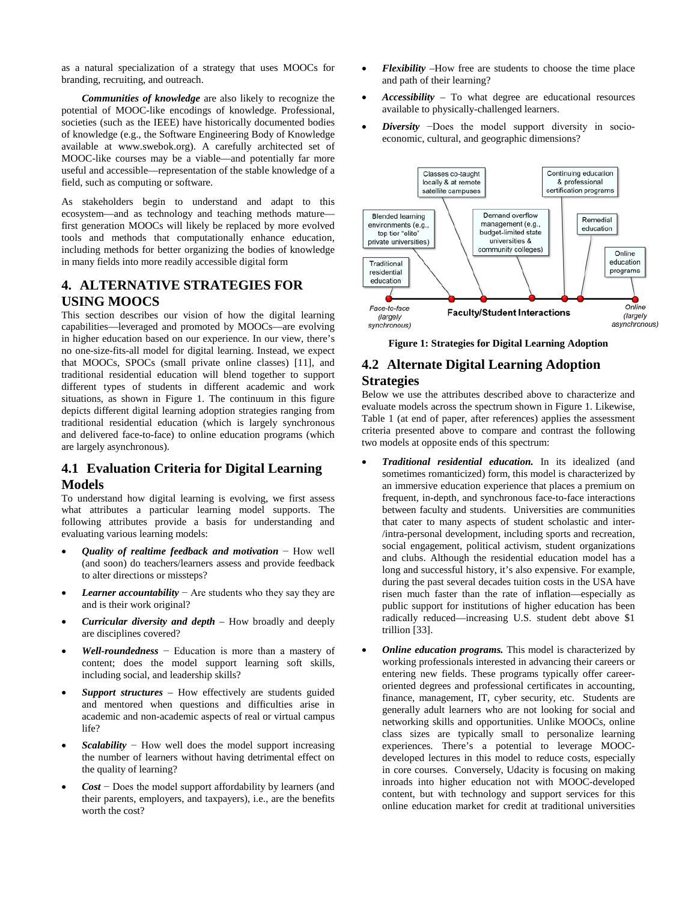as a natural specialization of a strategy that uses MOOCs for branding, recruiting, and outreach.

***Communities of knowledge*** are also likely to recognize the potential of MOOC-like encodings of knowledge. Professional, societies (such as the IEEE) have historically documented bodies of knowledge (e.g., the Software Engineering Body of Knowledge available at www.swebok.org). A carefully architected set of MOOC-like courses may be a viable—and potentially far more useful and accessible—representation of the stable knowledge of a field, such as computing or software.

As stakeholders begin to understand and adapt to this ecosystem—and as technology and teaching methods mature—first generation MOOCs will likely be replaced by more evolved tools and methods that computationally enhance education, including methods for better organizing the bodies of knowledge in many fields into more readily accessible digital form

## 4. ALTERNATIVE STRATEGIES FOR USING MOOCS

This section describes our vision of how the digital learning capabilities—leveraged and promoted by MOOCs—are evolving in higher education based on our experience. In our view, there's no one-size-fits-all model for digital learning. Instead, we expect that MOOCs, SPOCs (small private online classes) [11], and traditional residential education will blend together to support different types of students in different academic and work situations, as shown in Figure 1. The continuum in this figure depicts different digital learning adoption strategies ranging from traditional residential education (which is largely synchronous and delivered face-to-face) to online education programs (which are largely asynchronous).

### 4.1 Evaluation Criteria for Digital Learning Models

To understand how digital learning is evolving, we first assess what attributes a particular learning model supports. The following attributes provide a basis for understanding and evaluating various learning models:

- ***Quality of realtime feedback and motivation*** − How well (and soon) do teachers/learners assess and provide feedback to alter directions or missteps?
- ***Learner accountability*** − Are students who they say they are and is their work original?
- ***Curricular diversity and depth*** – How broadly and deeply are disciplines covered?
- ***Well-roundedness*** − Education is more than a mastery of content; does the model support learning soft skills, including social, and leadership skills?
- ***Support structures*** – How effectively are students guided and mentored when questions and difficulties arise in academic and non-academic aspects of real or virtual campus life?
- ***Scalability*** − How well does the model support increasing the number of learners without having detrimental effect on the quality of learning?
- ***Cost*** − Does the model support affordability by learners (and their parents, employers, and taxpayers), i.e., are the benefits worth the cost?
- ***Flexibility*** –How free are students to choose the time place and path of their learning?
- ***Accessibility*** – To what degree are educational resources available to physically-challenged learners.
- ***Diversity*** −Does the model support diversity in socio-economic, cultural, and geographic dimensions?

Traditional residential education | Blended learning environments (e.g., top tier "elite" private universities) | Classes co-taught locally & at remote satellite campuses | Demand overflow management (e.g., budget-limited state universities & community colleges) | Continuing education & professional certification programs | Remedial education | Online education programs

Face-to-face (largely synchronous) — Faculty/Student Interactions — Online (largely asynchronous)

**Figure 1: Strategies for Digital Learning Adoption**

### 4.2 Alternate Digital Learning Adoption Strategies

Below we use the attributes described above to characterize and evaluate models across the spectrum shown in Figure 1. Likewise, Table 1 (at end of paper, after references) applies the assessment criteria presented above to compare and contrast the following two models at opposite ends of this spectrum:

- ***Traditional residential education.*** In its idealized (and sometimes romanticized) form, this model is characterized by an immersive education experience that places a premium on frequent, in-depth, and synchronous face-to-face interactions between faculty and students. Universities are communities that cater to many aspects of student scholastic and inter-/intra-personal development, including sports and recreation, social engagement, political activism, student organizations and clubs. Although the residential education model has a long and successful history, it's also expensive. For example, during the past several decades tuition costs in the USA have risen much faster than the rate of inflation—especially as public support for institutions of higher education has been radically reduced—increasing U.S. student debt above $1 trillion [33].
- ***Online education programs.*** This model is characterized by working professionals interested in advancing their careers or entering new fields. These programs typically offer career-oriented degrees and professional certificates in accounting, finance, management, IT, cyber security, etc. Students are generally adult learners who are not looking for social and networking skills and opportunities. Unlike MOOCs, online class sizes are typically small to personalize learning experiences. There's a potential to leverage MOOC-developed lectures in this model to reduce costs, especially in core courses. Conversely, Udacity is focusing on making inroads into higher education not with MOOC-developed content, but with technology and support services for this online education market for credit at traditional universities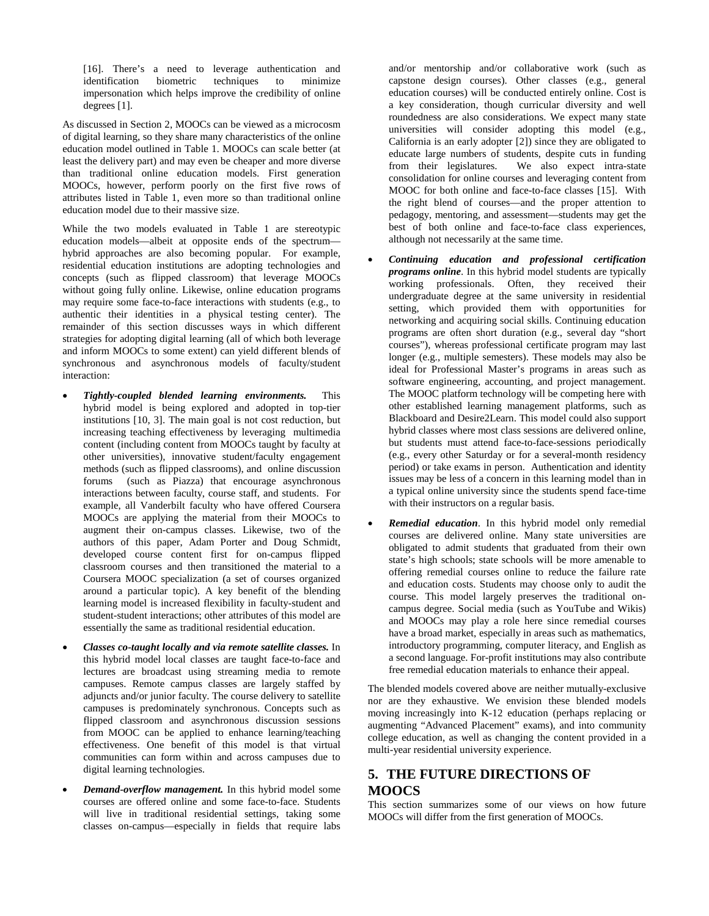[16]. There's a need to leverage authentication and identification biometric techniques to minimize impersonation which helps improve the credibility of online degrees [1].

As discussed in Section 2, MOOCs can be viewed as a microcosm of digital learning, so they share many characteristics of the online education model outlined in Table 1. MOOCs can scale better (at least the delivery part) and may even be cheaper and more diverse than traditional online education models. First generation MOOCs, however, perform poorly on the first five rows of attributes listed in Table 1, even more so than traditional online education model due to their massive size.

While the two models evaluated in Table 1 are stereotypic education models—albeit at opposite ends of the spectrum—hybrid approaches are also becoming popular. For example, residential education institutions are adopting technologies and concepts (such as flipped classroom) that leverage MOOCs without going fully online. Likewise, online education programs may require some face-to-face interactions with students (e.g., to authentic their identities in a physical testing center). The remainder of this section discusses ways in which different strategies for adopting digital learning (all of which both leverage and inform MOOCs to some extent) can yield different blends of synchronous and asynchronous models of faculty/student interaction:

- ***Tightly-coupled blended learning environments.*** This hybrid model is being explored and adopted in top-tier institutions [10, 3]. The main goal is not cost reduction, but increasing teaching effectiveness by leveraging multimedia content (including content from MOOCs taught by faculty at other universities), innovative student/faculty engagement methods (such as flipped classrooms), and online discussion forums (such as Piazza) that encourage asynchronous interactions between faculty, course staff, and students. For example, all Vanderbilt faculty who have offered Coursera MOOCs are applying the material from their MOOCs to augment their on-campus classes. Likewise, two of the authors of this paper, Adam Porter and Doug Schmidt, developed course content first for on-campus flipped classroom courses and then transitioned the material to a Coursera MOOC specialization (a set of courses organized around a particular topic). A key benefit of the blending learning model is increased flexibility in faculty-student and student-student interactions; other attributes of this model are essentially the same as traditional residential education.
- ***Classes co-taught locally and via remote satellite classes.*** In this hybrid model local classes are taught face-to-face and lectures are broadcast using streaming media to remote campuses. Remote campus classes are largely staffed by adjuncts and/or junior faculty. The course delivery to satellite campuses is predominately synchronous. Concepts such as flipped classroom and asynchronous discussion sessions from MOOC can be applied to enhance learning/teaching effectiveness. One benefit of this model is that virtual communities can form within and across campuses due to digital learning technologies.
- ***Demand-overflow management.*** In this hybrid model some courses are offered online and some face-to-face. Students will live in traditional residential settings, taking some classes on-campus—especially in fields that require labs and/or mentorship and/or collaborative work (such as capstone design courses). Other classes (e.g., general education courses) will be conducted entirely online. Cost is a key consideration, though curricular diversity and well roundedness are also considerations. We expect many state universities will consider adopting this model (e.g., California is an early adopter [2]) since they are obligated to educate large numbers of students, despite cuts in funding from their legislatures. We also expect intra-state consolidation for online courses and leveraging content from MOOC for both online and face-to-face classes [15]. With the right blend of courses—and the proper attention to pedagogy, mentoring, and assessment—students may get the best of both online and face-to-face class experiences, although not necessarily at the same time.
- ***Continuing education and professional certification programs online***. In this hybrid model students are typically working professionals. Often, they received their undergraduate degree at the same university in residential setting, which provided them with opportunities for networking and acquiring social skills. Continuing education programs are often short duration (e.g., several day "short courses"), whereas professional certificate program may last longer (e.g., multiple semesters). These models may also be ideal for Professional Master's programs in areas such as software engineering, accounting, and project management. The MOOC platform technology will be competing here with other established learning management platforms, such as Blackboard and Desire2Learn. This model could also support hybrid classes where most class sessions are delivered online, but students must attend face-to-face-sessions periodically (e.g., every other Saturday or for a several-month residency period) or take exams in person. Authentication and identity issues may be less of a concern in this learning model than in a typical online university since the students spend face-time with their instructors on a regular basis.
- ***Remedial education***. In this hybrid model only remedial courses are delivered online. Many state universities are obligated to admit students that graduated from their own state's high schools; state schools will be more amenable to offering remedial courses online to reduce the failure rate and education costs. Students may choose only to audit the course. This model largely preserves the traditional on-campus degree. Social media (such as YouTube and Wikis) and MOOCs may play a role here since remedial courses have a broad market, especially in areas such as mathematics, introductory programming, computer literacy, and English as a second language. For-profit institutions may also contribute free remedial education materials to enhance their appeal.

The blended models covered above are neither mutually-exclusive nor are they exhaustive. We envision these blended models moving increasingly into K-12 education (perhaps replacing or augmenting "Advanced Placement" exams), and into community college education, as well as changing the content provided in a multi-year residential university experience.

## 5. THE FUTURE DIRECTIONS OF MOOCS

This section summarizes some of our views on how future MOOCs will differ from the first generation of MOOCs.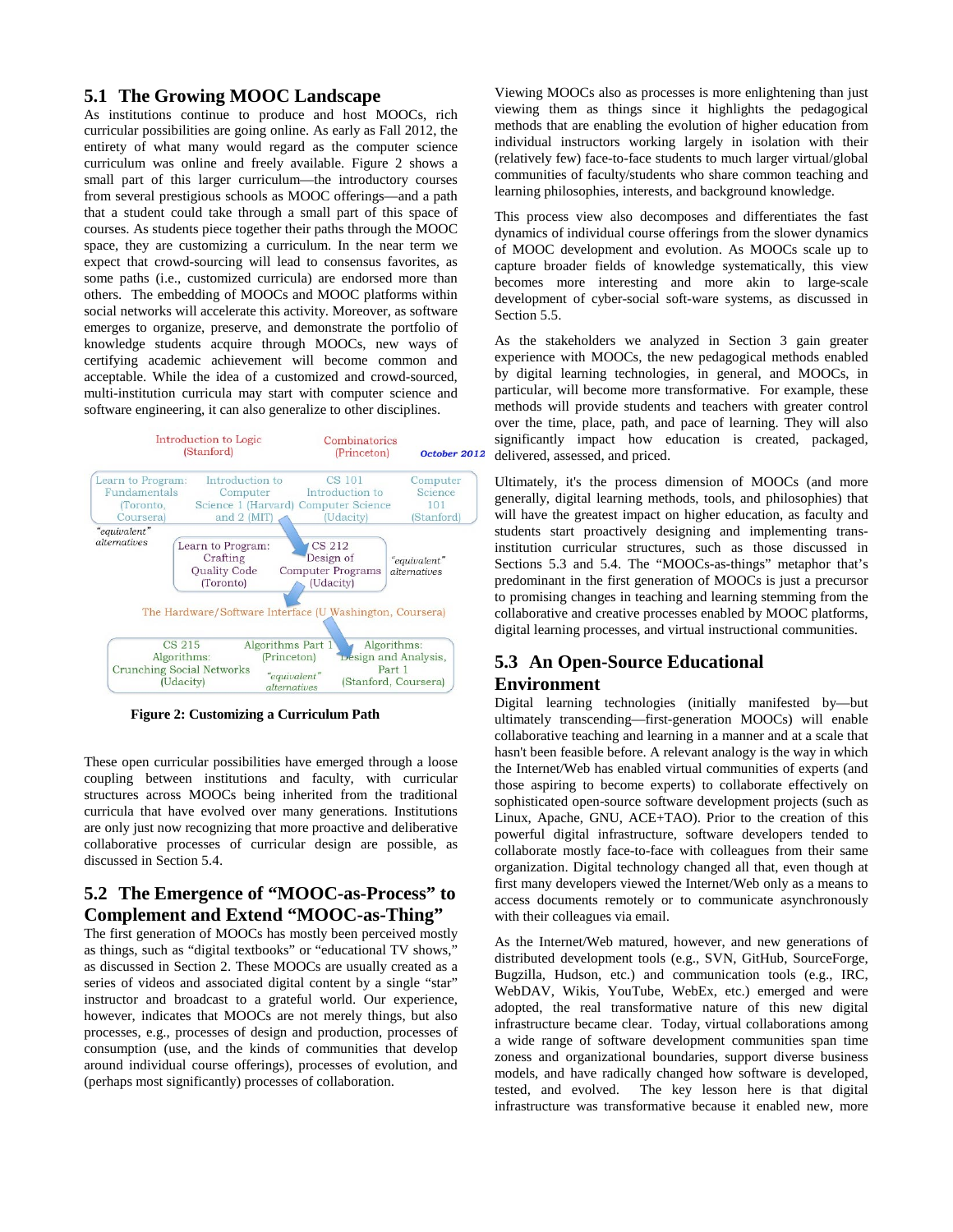## 5.1 The Growing MOOC Landscape

As institutions continue to produce and host MOOCs, rich curricular possibilities are going online. As early as Fall 2012, the entirety of what many would regard as the computer science curriculum was online and freely available. Figure 2 shows a small part of this larger curriculum—the introductory courses from several prestigious schools as MOOC offerings—and a path that a student could take through a small part of this space of courses. As students piece together their paths through the MOOC space, they are customizing a curriculum. In the near term we expect that crowd-sourcing will lead to consensus favorites, as some paths (i.e., customized curricula) are endorsed more than others. The embedding of MOOCs and MOOC platforms within social networks will accelerate this activity. Moreover, as software emerges to organize, preserve, and demonstrate the portfolio of knowledge students acquire through MOOCs, new ways of certifying academic achievement will become common and acceptable. While the idea of a customized and crowd-sourced, multi-institution curricula may start with computer science and software engineering, it can also generalize to other disciplines.

Introduction to Logic (Stanford) | Combinatorics (Princeton) | October 2012

Learn to Program: Fundamentals (Toronto, Coursera) | Introduction to Computer Science 1 (Harvard) and 2 (MIT) | CS 101 Introduction to Computer Science (Udacity) | Computer Science 101 (Stanford)

"equivalent" alternatives

Learn to Program: Crafting Quality Code (Toronto) | CS 212 Design of Computer Programs (Udacity) | "equivalent" alternatives

The Hardware/Software Interface (U Washington, Coursera)

CS 215 Algorithms: Crunching Social Networks (Udacity) | Algorithms Part 1 (Princeton) | Algorithms: Design and Analysis, Part 1 (Stanford, Coursera) | "equivalent" alternatives

**Figure 2: Customizing a Curriculum Path**

These open curricular possibilities have emerged through a loose coupling between institutions and faculty, with curricular structures across MOOCs being inherited from the traditional curricula that have evolved over many generations. Institutions are only just now recognizing that more proactive and deliberative collaborative processes of curricular design are possible, as discussed in Section 5.4.

## 5.2 The Emergence of "MOOC-as-Process" to Complement and Extend "MOOC-as-Thing"

The first generation of MOOCs has mostly been perceived mostly as things, such as "digital textbooks" or "educational TV shows," as discussed in Section 2. These MOOCs are usually created as a series of videos and associated digital content by a single "star" instructor and broadcast to a grateful world. Our experience, however, indicates that MOOCs are not merely things, but also processes, e.g., processes of design and production, processes of consumption (use, and the kinds of communities that develop around individual course offerings), processes of evolution, and (perhaps most significantly) processes of collaboration.

Viewing MOOCs also as processes is more enlightening than just viewing them as things since it highlights the pedagogical methods that are enabling the evolution of higher education from individual instructors working largely in isolation with their (relatively few) face-to-face students to much larger virtual/global communities of faculty/students who share common teaching and learning philosophies, interests, and background knowledge.

This process view also decomposes and differentiates the fast dynamics of individual course offerings from the slower dynamics of MOOC development and evolution. As MOOCs scale up to capture broader fields of knowledge systematically, this view becomes more interesting and more akin to large-scale development of cyber-social soft-ware systems, as discussed in Section 5.5.

As the stakeholders we analyzed in Section 3 gain greater experience with MOOCs, the new pedagogical methods enabled by digital learning technologies, in general, and MOOCs, in particular, will become more transformative. For example, these methods will provide students and teachers with greater control over the time, place, path, and pace of learning. They will also significantly impact how education is created, packaged, delivered, assessed, and priced.

Ultimately, it's the process dimension of MOOCs (and more generally, digital learning methods, tools, and philosophies) that will have the greatest impact on higher education, as faculty and students start proactively designing and implementing trans-institution curricular structures, such as those discussed in Sections 5.3 and 5.4. The "MOOCs-as-things" metaphor that's predominant in the first generation of MOOCs is just a precursor to promising changes in teaching and learning stemming from the collaborative and creative processes enabled by MOOC platforms, digital learning processes, and virtual instructional communities.

## 5.3 An Open-Source Educational Environment

Digital learning technologies (initially manifested by—but ultimately transcending—first-generation MOOCs) will enable collaborative teaching and learning in a manner and at a scale that hasn't been feasible before. A relevant analogy is the way in which the Internet/Web has enabled virtual communities of experts (and those aspiring to become experts) to collaborate effectively on sophisticated open-source software development projects (such as Linux, Apache, GNU, ACE+TAO). Prior to the creation of this powerful digital infrastructure, software developers tended to collaborate mostly face-to-face with colleagues from their same organization. Digital technology changed all that, even though at first many developers viewed the Internet/Web only as a means to access documents remotely or to communicate asynchronously with their colleagues via email.

As the Internet/Web matured, however, and new generations of distributed development tools (e.g., SVN, GitHub, SourceForge, Bugzilla, Hudson, etc.) and communication tools (e.g., IRC, WebDAV, Wikis, YouTube, WebEx, etc.) emerged and were adopted, the real transformative nature of this new digital infrastructure became clear. Today, virtual collaborations among a wide range of software development communities span time zoness and organizational boundaries, support diverse business models, and have radically changed how software is developed, tested, and evolved. The key lesson here is that digital infrastructure was transformative because it enabled new, more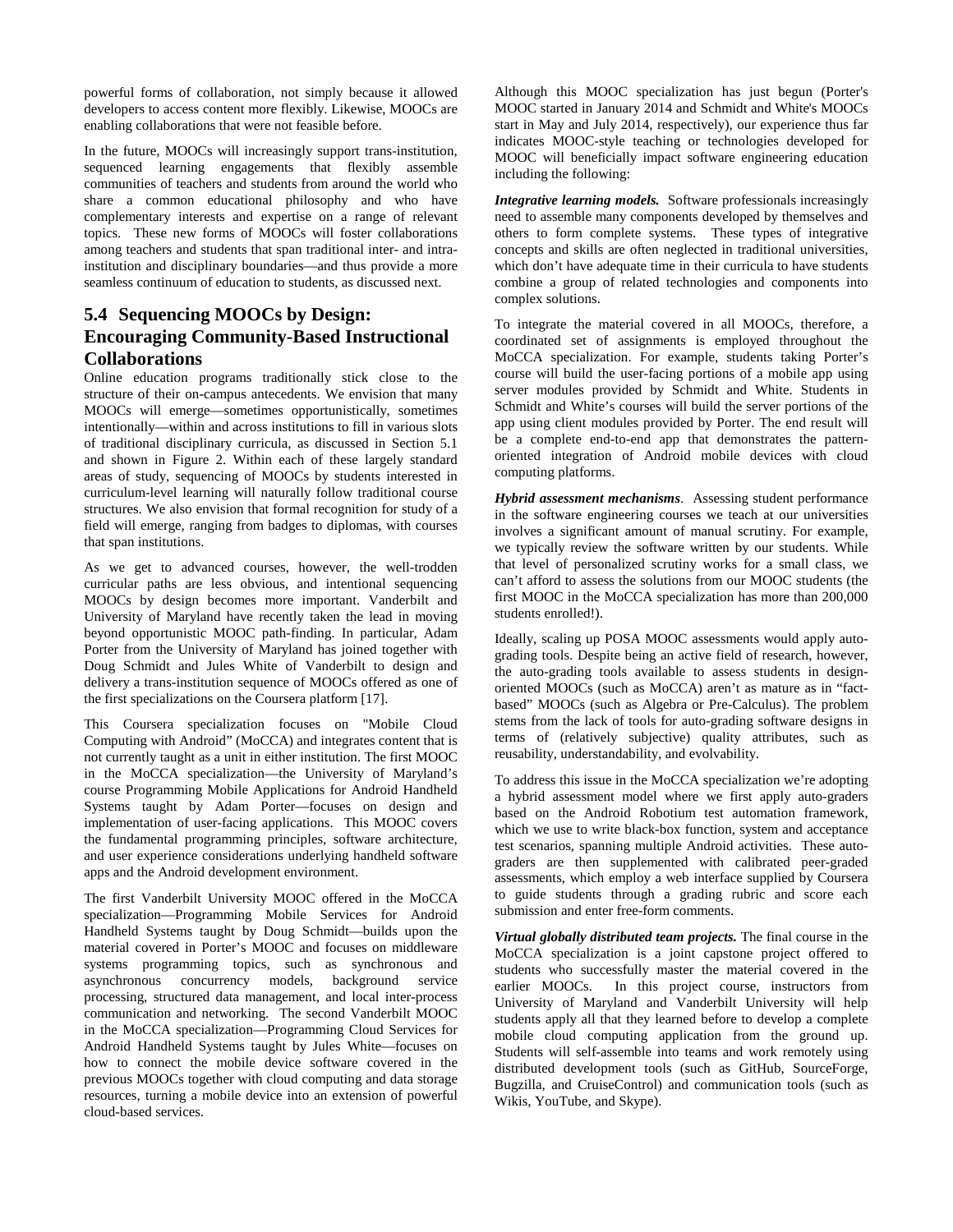powerful forms of collaboration, not simply because it allowed developers to access content more flexibly. Likewise, MOOCs are enabling collaborations that were not feasible before.

In the future, MOOCs will increasingly support trans-institution, sequenced learning engagements that flexibly assemble communities of teachers and students from around the world who share a common educational philosophy and who have complementary interests and expertise on a range of relevant topics. These new forms of MOOCs will foster collaborations among teachers and students that span traditional inter- and intra-institution and disciplinary boundaries—and thus provide a more seamless continuum of education to students, as discussed next.

## 5.4 Sequencing MOOCs by Design: Encouraging Community-Based Instructional Collaborations

Online education programs traditionally stick close to the structure of their on-campus antecedents. We envision that many MOOCs will emerge—sometimes opportunistically, sometimes intentionally—within and across institutions to fill in various slots of traditional disciplinary curricula, as discussed in Section 5.1 and shown in Figure 2. Within each of these largely standard areas of study, sequencing of MOOCs by students interested in curriculum-level learning will naturally follow traditional course structures. We also envision that formal recognition for study of a field will emerge, ranging from badges to diplomas, with courses that span institutions.

As we get to advanced courses, however, the well-trodden curricular paths are less obvious, and intentional sequencing MOOCs by design becomes more important. Vanderbilt and University of Maryland have recently taken the lead in moving beyond opportunistic MOOC path-finding. In particular, Adam Porter from the University of Maryland has joined together with Doug Schmidt and Jules White of Vanderbilt to design and delivery a trans-institution sequence of MOOCs offered as one of the first specializations on the Coursera platform [17].

This Coursera specialization focuses on "Mobile Cloud Computing with Android" (MoCCA) and integrates content that is not currently taught as a unit in either institution. The first MOOC in the MoCCA specialization—the University of Maryland's course Programming Mobile Applications for Android Handheld Systems taught by Adam Porter—focuses on design and implementation of user-facing applications. This MOOC covers the fundamental programming principles, software architecture, and user experience considerations underlying handheld software apps and the Android development environment.

The first Vanderbilt University MOOC offered in the MoCCA specialization—Programming Mobile Services for Android Handheld Systems taught by Doug Schmidt—builds upon the material covered in Porter's MOOC and focuses on middleware systems programming topics, such as synchronous and asynchronous concurrency models, background service processing, structured data management, and local inter-process communication and networking. The second Vanderbilt MOOC in the MoCCA specialization—Programming Cloud Services for Android Handheld Systems taught by Jules White—focuses on how to connect the mobile device software covered in the previous MOOCs together with cloud computing and data storage resources, turning a mobile device into an extension of powerful cloud-based services.

Although this MOOC specialization has just begun (Porter's MOOC started in January 2014 and Schmidt and White's MOOCs start in May and July 2014, respectively), our experience thus far indicates MOOC-style teaching or technologies developed for MOOC will beneficially impact software engineering education including the following:

***Integrative learning models.*** Software professionals increasingly need to assemble many components developed by themselves and others to form complete systems. These types of integrative concepts and skills are often neglected in traditional universities, which don't have adequate time in their curricula to have students combine a group of related technologies and components into complex solutions.

To integrate the material covered in all MOOCs, therefore, a coordinated set of assignments is employed throughout the MoCCA specialization. For example, students taking Porter's course will build the user-facing portions of a mobile app using server modules provided by Schmidt and White. Students in Schmidt and White's courses will build the server portions of the app using client modules provided by Porter. The end result will be a complete end-to-end app that demonstrates the pattern-oriented integration of Android mobile devices with cloud computing platforms.

***Hybrid assessment mechanisms***. Assessing student performance in the software engineering courses we teach at our universities involves a significant amount of manual scrutiny. For example, we typically review the software written by our students. While that level of personalized scrutiny works for a small class, we can't afford to assess the solutions from our MOOC students (the first MOOC in the MoCCA specialization has more than 200,000 students enrolled!).

Ideally, scaling up POSA MOOC assessments would apply auto-grading tools. Despite being an active field of research, however, the auto-grading tools available to assess students in design-oriented MOOCs (such as MoCCA) aren't as mature as in "fact-based" MOOCs (such as Algebra or Pre-Calculus). The problem stems from the lack of tools for auto-grading software designs in terms of (relatively subjective) quality attributes, such as reusability, understandability, and evolvability.

To address this issue in the MoCCA specialization we're adopting a hybrid assessment model where we first apply auto-graders based on the Android Robotium test automation framework, which we use to write black-box function, system and acceptance test scenarios, spanning multiple Android activities. These auto-graders are then supplemented with calibrated peer-graded assessments, which employ a web interface supplied by Coursera to guide students through a grading rubric and score each submission and enter free-form comments.

***Virtual globally distributed team projects.*** The final course in the MoCCA specialization is a joint capstone project offered to students who successfully master the material covered in the earlier MOOCs. In this project course, instructors from University of Maryland and Vanderbilt University will help students apply all that they learned before to develop a complete mobile cloud computing application from the ground up. Students will self-assemble into teams and work remotely using distributed development tools (such as GitHub, SourceForge, Bugzilla, and CruiseControl) and communication tools (such as Wikis, YouTube, and Skype).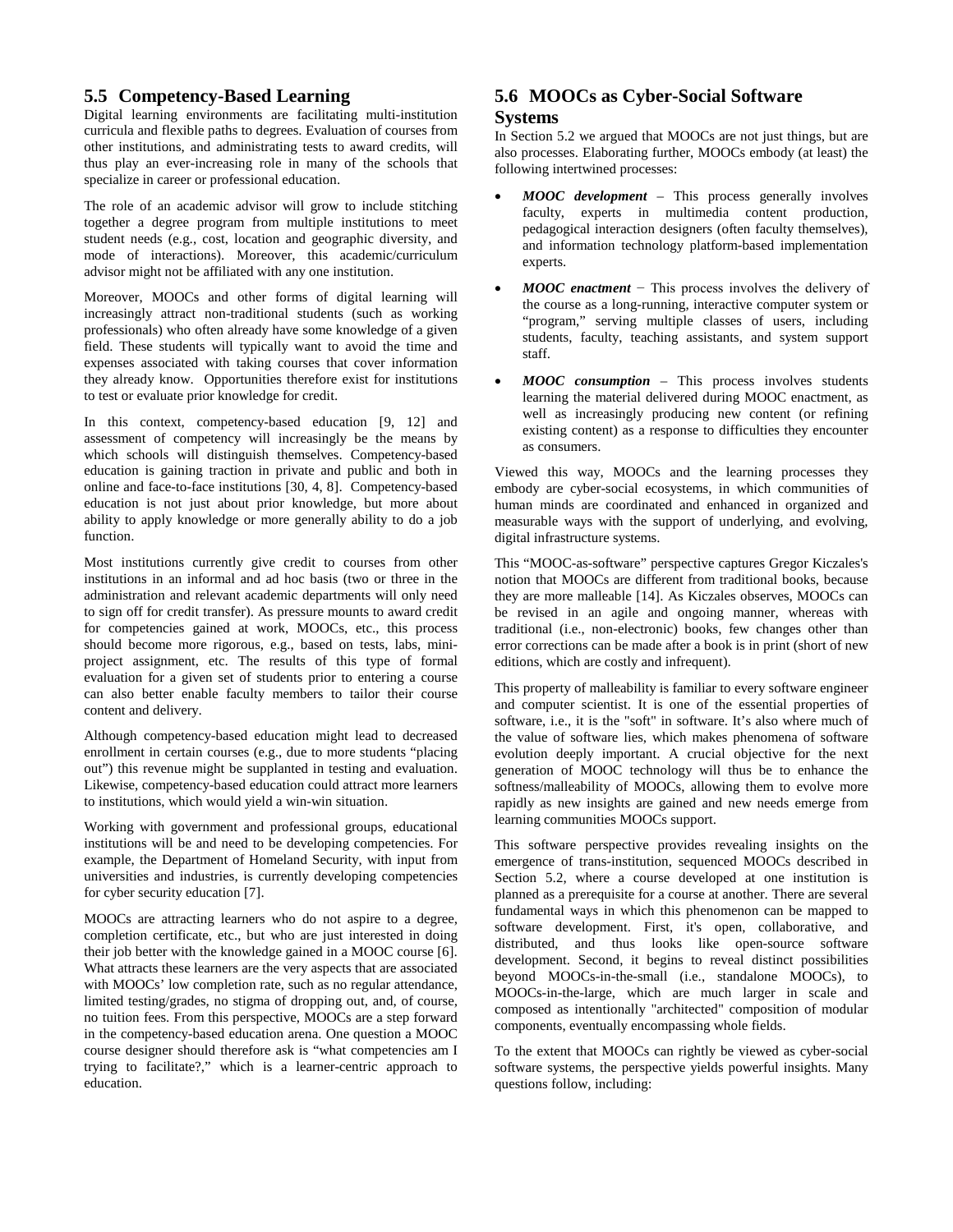## 5.5 Competency-Based Learning

Digital learning environments are facilitating multi-institution curricula and flexible paths to degrees. Evaluation of courses from other institutions, and administrating tests to award credits, will thus play an ever-increasing role in many of the schools that specialize in career or professional education.

The role of an academic advisor will grow to include stitching together a degree program from multiple institutions to meet student needs (e.g., cost, location and geographic diversity, and mode of interactions). Moreover, this academic/curriculum advisor might not be affiliated with any one institution.

Moreover, MOOCs and other forms of digital learning will increasingly attract non-traditional students (such as working professionals) who often already have some knowledge of a given field. These students will typically want to avoid the time and expenses associated with taking courses that cover information they already know. Opportunities therefore exist for institutions to test or evaluate prior knowledge for credit.

In this context, competency-based education [9, 12] and assessment of competency will increasingly be the means by which schools will distinguish themselves. Competency-based education is gaining traction in private and public and both in online and face-to-face institutions [30, 4, 8]. Competency-based education is not just about prior knowledge, but more about ability to apply knowledge or more generally ability to do a job function.

Most institutions currently give credit to courses from other institutions in an informal and ad hoc basis (two or three in the administration and relevant academic departments will only need to sign off for credit transfer). As pressure mounts to award credit for competencies gained at work, MOOCs, etc., this process should become more rigorous, e.g., based on tests, labs, mini-project assignment, etc. The results of this type of formal evaluation for a given set of students prior to entering a course can also better enable faculty members to tailor their course content and delivery.

Although competency-based education might lead to decreased enrollment in certain courses (e.g., due to more students "placing out") this revenue might be supplanted in testing and evaluation. Likewise, competency-based education could attract more learners to institutions, which would yield a win-win situation.

Working with government and professional groups, educational institutions will be and need to be developing competencies. For example, the Department of Homeland Security, with input from universities and industries, is currently developing competencies for cyber security education [7].

MOOCs are attracting learners who do not aspire to a degree, completion certificate, etc., but who are just interested in doing their job better with the knowledge gained in a MOOC course [6]. What attracts these learners are the very aspects that are associated with MOOCs' low completion rate, such as no regular attendance, limited testing/grades, no stigma of dropping out, and, of course, no tuition fees. From this perspective, MOOCs are a step forward in the competency-based education arena. One question a MOOC course designer should therefore ask is "what competencies am I trying to facilitate?," which is a learner-centric approach to education.

## 5.6 MOOCs as Cyber-Social Software Systems

In Section 5.2 we argued that MOOCs are not just things, but are also processes. Elaborating further, MOOCs embody (at least) the following intertwined processes:

- ***MOOC development*** – This process generally involves faculty, experts in multimedia content production, pedagogical interaction designers (often faculty themselves), and information technology platform-based implementation experts.
- ***MOOC enactment*** − This process involves the delivery of the course as a long-running, interactive computer system or "program," serving multiple classes of users, including students, faculty, teaching assistants, and system support staff.
- ***MOOC consumption*** – This process involves students learning the material delivered during MOOC enactment, as well as increasingly producing new content (or refining existing content) as a response to difficulties they encounter as consumers.

Viewed this way, MOOCs and the learning processes they embody are cyber-social ecosystems, in which communities of human minds are coordinated and enhanced in organized and measurable ways with the support of underlying, and evolving, digital infrastructure systems.

This "MOOC-as-software" perspective captures Gregor Kiczales's notion that MOOCs are different from traditional books, because they are more malleable [14]. As Kiczales observes, MOOCs can be revised in an agile and ongoing manner, whereas with traditional (i.e., non-electronic) books, few changes other than error corrections can be made after a book is in print (short of new editions, which are costly and infrequent).

This property of malleability is familiar to every software engineer and computer scientist. It is one of the essential properties of software, i.e., it is the "soft" in software. It's also where much of the value of software lies, which makes phenomena of software evolution deeply important. A crucial objective for the next generation of MOOC technology will thus be to enhance the softness/malleability of MOOCs, allowing them to evolve more rapidly as new insights are gained and new needs emerge from learning communities MOOCs support.

This software perspective provides revealing insights on the emergence of trans-institution, sequenced MOOCs described in Section 5.2, where a course developed at one institution is planned as a prerequisite for a course at another. There are several fundamental ways in which this phenomenon can be mapped to software development. First, it's open, collaborative, and distributed, and thus looks like open-source software development. Second, it begins to reveal distinct possibilities beyond MOOCs-in-the-small (i.e., standalone MOOCs), to MOOCs-in-the-large, which are much larger in scale and composed as intentionally "architected" composition of modular components, eventually encompassing whole fields.

To the extent that MOOCs can rightly be viewed as cyber-social software systems, the perspective yields powerful insights. Many questions follow, including: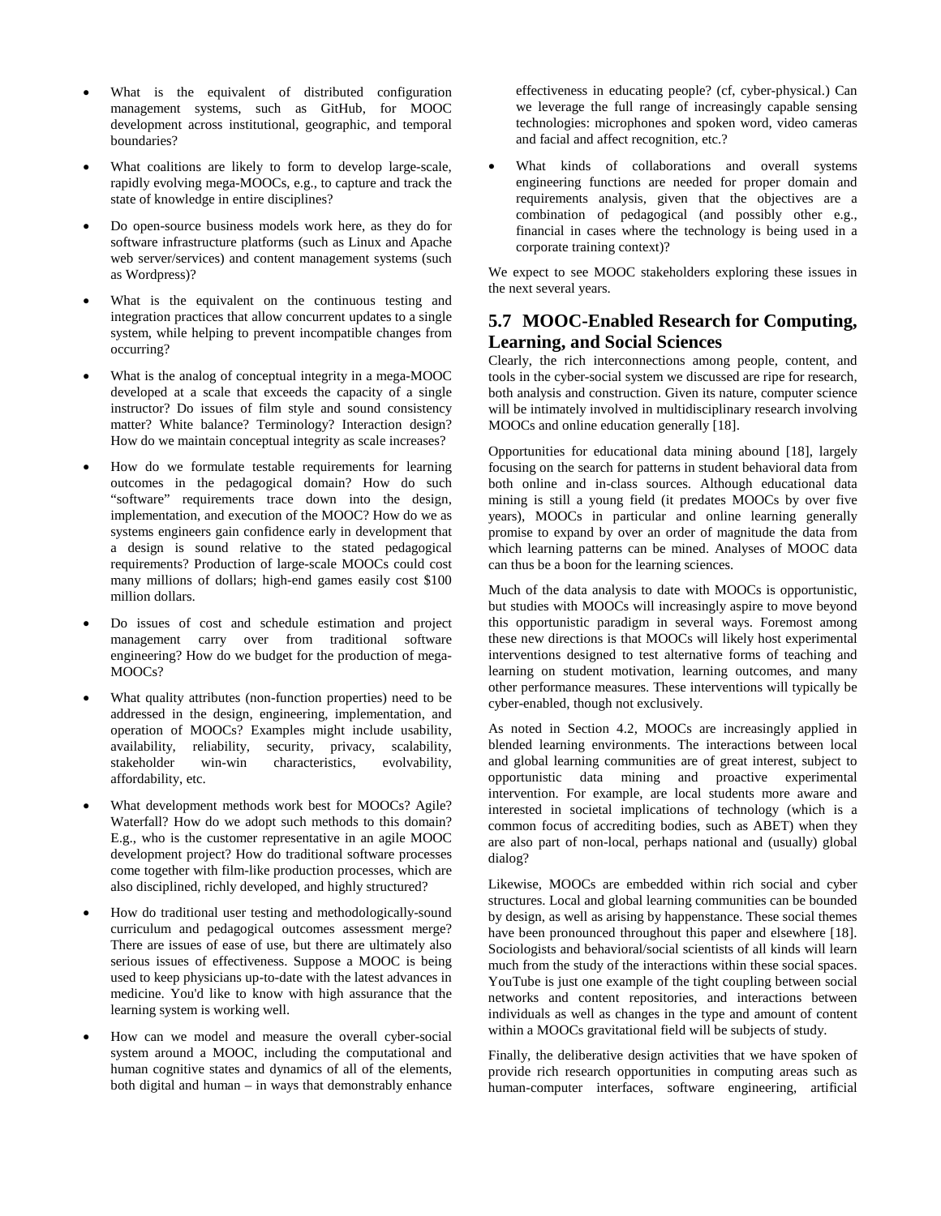- What is the equivalent of distributed configuration management systems, such as GitHub, for MOOC development across institutional, geographic, and temporal boundaries?

- What coalitions are likely to form to develop large-scale, rapidly evolving mega-MOOCs, e.g., to capture and track the state of knowledge in entire disciplines?

- Do open-source business models work here, as they do for software infrastructure platforms (such as Linux and Apache web server/services) and content management systems (such as Wordpress)?

- What is the equivalent on the continuous testing and integration practices that allow concurrent updates to a single system, while helping to prevent incompatible changes from occurring?

- What is the analog of conceptual integrity in a mega-MOOC developed at a scale that exceeds the capacity of a single instructor? Do issues of film style and sound consistency matter? White balance? Terminology? Interaction design? How do we maintain conceptual integrity as scale increases?

- How do we formulate testable requirements for learning outcomes in the pedagogical domain? How do such "software" requirements trace down into the design, implementation, and execution of the MOOC? How do we as systems engineers gain confidence early in development that a design is sound relative to the stated pedagogical requirements? Production of large-scale MOOCs could cost many millions of dollars; high-end games easily cost $100 million dollars.

- Do issues of cost and schedule estimation and project management carry over from traditional software engineering? How do we budget for the production of mega-MOOCs?

- What quality attributes (non-function properties) need to be addressed in the design, engineering, implementation, and operation of MOOCs? Examples might include usability, availability, reliability, security, privacy, scalability, stakeholder win-win characteristics, evolvability, affordability, etc.

- What development methods work best for MOOCs? Agile? Waterfall? How do we adopt such methods to this domain? E.g., who is the customer representative in an agile MOOC development project? How do traditional software processes come together with film-like production processes, which are also disciplined, richly developed, and highly structured?

- How do traditional user testing and methodologically-sound curriculum and pedagogical outcomes assessment merge? There are issues of ease of use, but there are ultimately also serious issues of effectiveness. Suppose a MOOC is being used to keep physicians up-to-date with the latest advances in medicine. You'd like to know with high assurance that the learning system is working well.

- How can we model and measure the overall cyber-social system around a MOOC, including the computational and human cognitive states and dynamics of all of the elements, both digital and human – in ways that demonstrably enhance effectiveness in educating people? (cf, cyber-physical.) Can we leverage the full range of increasingly capable sensing technologies: microphones and spoken word, video cameras and facial and affect recognition, etc.?

- What kinds of collaborations and overall systems engineering functions are needed for proper domain and requirements analysis, given that the objectives are a combination of pedagogical (and possibly other e.g., financial in cases where the technology is being used in a corporate training context)?

We expect to see MOOC stakeholders exploring these issues in the next several years.

## 5.7 MOOC-Enabled Research for Computing, Learning, and Social Sciences

Clearly, the rich interconnections among people, content, and tools in the cyber-social system we discussed are ripe for research, both analysis and construction. Given its nature, computer science will be intimately involved in multidisciplinary research involving MOOCs and online education generally [18].

Opportunities for educational data mining abound [18], largely focusing on the search for patterns in student behavioral data from both online and in-class sources. Although educational data mining is still a young field (it predates MOOCs by over five years), MOOCs in particular and online learning generally promise to expand by over an order of magnitude the data from which learning patterns can be mined. Analyses of MOOC data can thus be a boon for the learning sciences.

Much of the data analysis to date with MOOCs is opportunistic, but studies with MOOCs will increasingly aspire to move beyond this opportunistic paradigm in several ways. Foremost among these new directions is that MOOCs will likely host experimental interventions designed to test alternative forms of teaching and learning on student motivation, learning outcomes, and many other performance measures. These interventions will typically be cyber-enabled, though not exclusively.

As noted in Section 4.2, MOOCs are increasingly applied in blended learning environments. The interactions between local and global learning communities are of great interest, subject to opportunistic data mining and proactive experimental intervention. For example, are local students more aware and interested in societal implications of technology (which is a common focus of accrediting bodies, such as ABET) when they are also part of non-local, perhaps national and (usually) global dialog?

Likewise, MOOCs are embedded within rich social and cyber structures. Local and global learning communities can be bounded by design, as well as arising by happenstance. These social themes have been pronounced throughout this paper and elsewhere [18]. Sociologists and behavioral/social scientists of all kinds will learn much from the study of the interactions within these social spaces. YouTube is just one example of the tight coupling between social networks and content repositories, and interactions between individuals as well as changes in the type and amount of content within a MOOCs gravitational field will be subjects of study.

Finally, the deliberative design activities that we have spoken of provide rich research opportunities in computing areas such as human-computer interfaces, software engineering, artificial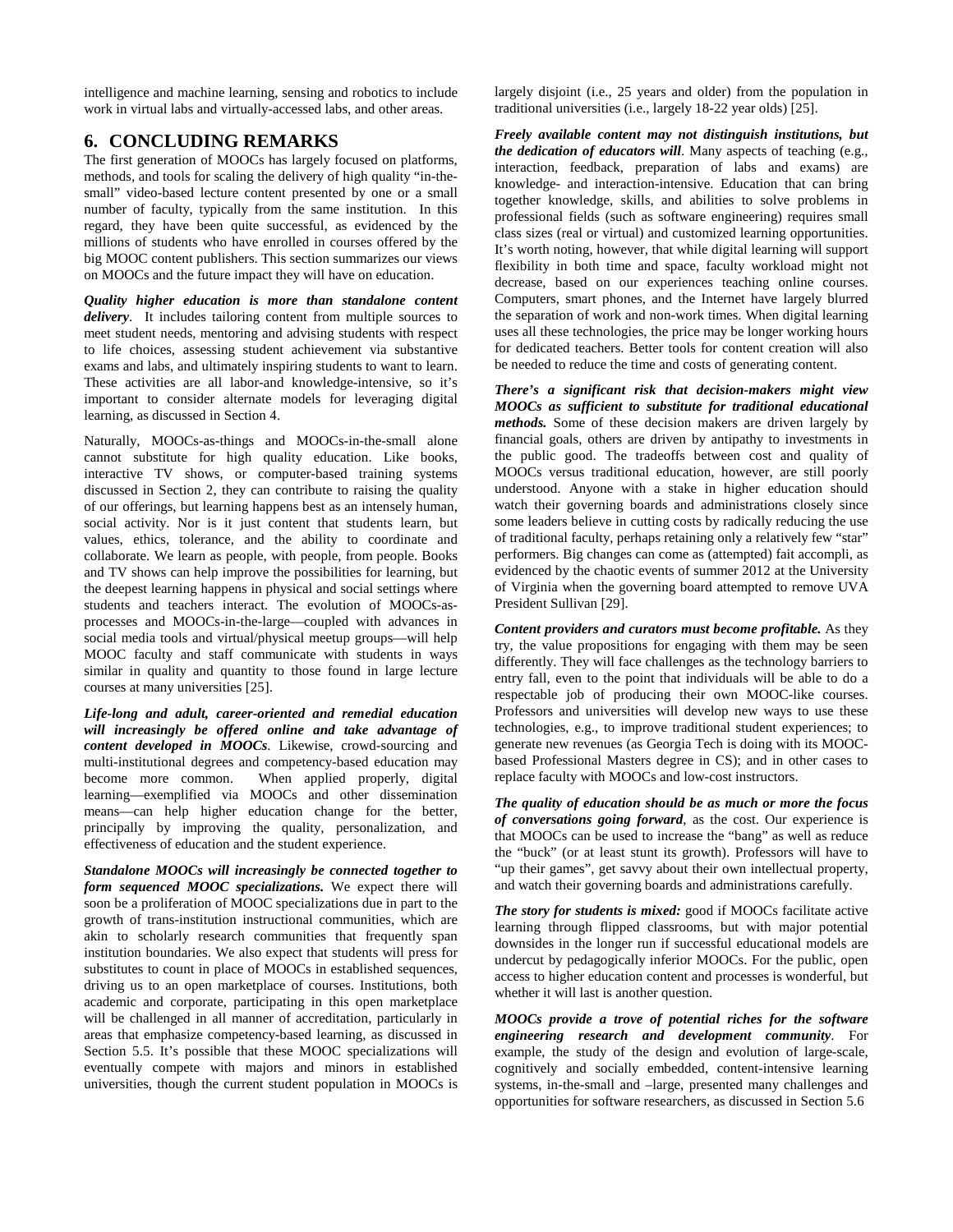intelligence and machine learning, sensing and robotics to include work in virtual labs and virtually-accessed labs, and other areas.

## 6. CONCLUDING REMARKS

The first generation of MOOCs has largely focused on platforms, methods, and tools for scaling the delivery of high quality "in-the-small" video-based lecture content presented by one or a small number of faculty, typically from the same institution. In this regard, they have been quite successful, as evidenced by the millions of students who have enrolled in courses offered by the big MOOC content publishers. This section summarizes our views on MOOCs and the future impact they will have on education.

***Quality higher education is more than standalone content delivery***. It includes tailoring content from multiple sources to meet student needs, mentoring and advising students with respect to life choices, assessing student achievement via substantive exams and labs, and ultimately inspiring students to want to learn. These activities are all labor-and knowledge-intensive, so it's important to consider alternate models for leveraging digital learning, as discussed in Section 4.

Naturally, MOOCs-as-things and MOOCs-in-the-small alone cannot substitute for high quality education. Like books, interactive TV shows, or computer-based training systems discussed in Section 2, they can contribute to raising the quality of our offerings, but learning happens best as an intensely human, social activity. Nor is it just content that students learn, but values, ethics, tolerance, and the ability to coordinate and collaborate. We learn as people, with people, from people. Books and TV shows can help improve the possibilities for learning, but the deepest learning happens in physical and social settings where students and teachers interact. The evolution of MOOCs-as-processes and MOOCs-in-the-large—coupled with advances in social media tools and virtual/physical meetup groups—will help MOOC faculty and staff communicate with students in ways similar in quality and quantity to those found in large lecture courses at many universities [25].

***Life-long and adult, career-oriented and remedial education will increasingly be offered online and take advantage of content developed in MOOCs***. Likewise, crowd-sourcing and multi-institutional degrees and competency-based education may become more common. When applied properly, digital learning—exemplified via MOOCs and other dissemination means—can help higher education change for the better, principally by improving the quality, personalization, and effectiveness of education and the student experience.

***Standalone MOOCs will increasingly be connected together to form sequenced MOOC specializations.*** We expect there will soon be a proliferation of MOOC specializations due in part to the growth of trans-institution instructional communities, which are akin to scholarly research communities that frequently span institution boundaries. We also expect that students will press for substitutes to count in place of MOOCs in established sequences, driving us to an open marketplace of courses. Institutions, both academic and corporate, participating in this open marketplace will be challenged in all manner of accreditation, particularly in areas that emphasize competency-based learning, as discussed in Section 5.5. It's possible that these MOOC specializations will eventually compete with majors and minors in established universities, though the current student population in MOOCs is largely disjoint (i.e., 25 years and older) from the population in traditional universities (i.e., largely 18-22 year olds) [25].

***Freely available content may not distinguish institutions, but the dedication of educators will***. Many aspects of teaching (e.g., interaction, feedback, preparation of labs and exams) are knowledge- and interaction-intensive. Education that can bring together knowledge, skills, and abilities to solve problems in professional fields (such as software engineering) requires small class sizes (real or virtual) and customized learning opportunities. It's worth noting, however, that while digital learning will support flexibility in both time and space, faculty workload might not decrease, based on our experiences teaching online courses. Computers, smart phones, and the Internet have largely blurred the separation of work and non-work times. When digital learning uses all these technologies, the price may be longer working hours for dedicated teachers. Better tools for content creation will also be needed to reduce the time and costs of generating content.

***There's a significant risk that decision-makers might view MOOCs as sufficient to substitute for traditional educational methods.*** Some of these decision makers are driven largely by financial goals, others are driven by antipathy to investments in the public good. The tradeoffs between cost and quality of MOOCs versus traditional education, however, are still poorly understood. Anyone with a stake in higher education should watch their governing boards and administrations closely since some leaders believe in cutting costs by radically reducing the use of traditional faculty, perhaps retaining only a relatively few "star" performers. Big changes can come as (attempted) fait accompli, as evidenced by the chaotic events of summer 2012 at the University of Virginia when the governing board attempted to remove UVA President Sullivan [29].

***Content providers and curators must become profitable.*** As they try, the value propositions for engaging with them may be seen differently. They will face challenges as the technology barriers to entry fall, even to the point that individuals will be able to do a respectable job of producing their own MOOC-like courses. Professors and universities will develop new ways to use these technologies, e.g., to improve traditional student experiences; to generate new revenues (as Georgia Tech is doing with its MOOC-based Professional Masters degree in CS); and in other cases to replace faculty with MOOCs and low-cost instructors.

***The quality of education should be as much or more the focus of conversations going forward***, as the cost. Our experience is that MOOCs can be used to increase the "bang" as well as reduce the "buck" (or at least stunt its growth). Professors will have to "up their games", get savvy about their own intellectual property, and watch their governing boards and administrations carefully.

***The story for students is mixed:*** good if MOOCs facilitate active learning through flipped classrooms, but with major potential downsides in the longer run if successful educational models are undercut by pedagogically inferior MOOCs. For the public, open access to higher education content and processes is wonderful, but whether it will last is another question.

***MOOCs provide a trove of potential riches for the software engineering research and development community***. For example, the study of the design and evolution of large-scale, cognitively and socially embedded, content-intensive learning systems, in-the-small and –large, presented many challenges and opportunities for software researchers, as discussed in Section 5.6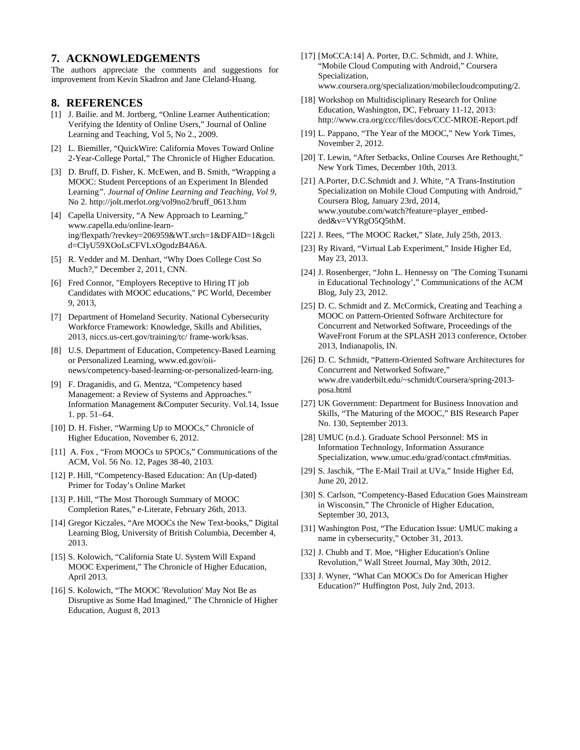## 7. ACKNOWLEDGEMENTS

The authors appreciate the comments and suggestions for improvement from Kevin Skadron and Jane Cleland-Huang.

## 8. REFERENCES

[1] J. Bailie. and M. Jortberg, "Online Learner Authentication: Verifying the Identity of Online Users," Journal of Online Learning and Teaching, Vol 5, No 2., 2009.

[2] L. Biemiller, "QuickWire: California Moves Toward Online 2-Year-College Portal," The Chronicle of Higher Education.

[3] D. Bruff, D. Fisher, K. McEwen, and B. Smith, "Wrapping a MOOC: Student Perceptions of an Experiment In Blended Learning". *Journal of Online Learning and Teaching, Vol 9*, No 2. http://jolt.merlot.org/vol9no2/bruff_0613.htm

[4] Capella University, "A New Approach to Learning," www.capella.edu/online-learning/flexpath/?revkey=206959&WT.srch=1&DFAID=1&gclid=CIyU59XOoLsCFVLxOgodzB4A6A.

[5] R. Vedder and M. Denhart, "Why Does College Cost So Much?," December 2, 2011, CNN.

[6] Fred Connor, "Employers Receptive to Hiring IT job Candidates with MOOC educations," PC World, December 9, 2013,

[7] Department of Homeland Security. National Cybersecurity Workforce Framework: Knowledge, Skills and Abilities, 2013, niccs.us-cert.gov/training/tc/ frame-work/ksas.

[8] U.S. Department of Education, Competency-Based Learning or Personalized Learning, www.ed.gov/oii-news/competency-based-learning-or-personalized-learn-ing.

[9] F. Draganidis, and G. Mentza, "Competency based Management: a Review of Systems and Approaches." Information Management &Computer Security. Vol.14, Issue 1. pp. 51–64.

[10] D. H. Fisher, "Warming Up to MOOCs," Chronicle of Higher Education, November 6, 2012.

[11] A. Fox , "From MOOCs to SPOCs," Communications of the ACM, Vol. 56 No. 12, Pages 38-40, 2103.

[12] P. Hill, "Competency-Based Education: An (Up-dated) Primer for Today's Online Market

[13] P. Hill, "The Most Thorough Summary of MOOC Completion Rates," e-Literate, February 26th, 2013.

[14] Gregor Kiczales, "Are MOOCs the New Text-books," Digital Learning Blog, University of British Columbia, December 4, 2013.

[15] S. Kolowich, "California State U. System Will Expand MOOC Experiment," The Chronicle of Higher Education, April 2013.

[16] S. Kolowich, "The MOOC 'Revolution' May Not Be as Disruptive as Some Had Imagined," The Chronicle of Higher Education, August 8, 2013

[17] [MoCCA:14] A. Porter, D.C. Schmidt, and J. White, "Mobile Cloud Computing with Android," Coursera Specialization, www.coursera.org/specialization/mobilecloudcomputing/2.

[18] Workshop on Multidisciplinary Research for Online Education, Washington, DC, February 11-12, 2013: http://www.cra.org/ccc/files/docs/CCC-MROE-Report.pdf

[19] L. Pappano, "The Year of the MOOC," New York Times, November 2, 2012.

[20] T. Lewin, "After Setbacks, Online Courses Are Rethought," New York Times, December 10th, 2013.

[21] A.Porter, D.C.Schmidt and J. White, "A Trans-Institution Specialization on Mobile Cloud Computing with Android," Coursera Blog, January 23rd, 2014, www.youtube.com/watch?feature=player_embed-ded&v=VYRgO5Q5thM.

[22] J. Rees, "The MOOC Racket," Slate, July 25th, 2013.

[23] Ry Rivard, "Virtual Lab Experiment," Inside Higher Ed, May 23, 2013.

[24] J. Rosenberger, "John L. Hennessy on 'The Coming Tsunami in Educational Technology'," Communications of the ACM Blog, July 23, 2012.

[25] D. C. Schmidt and Z. McCormick, Creating and Teaching a MOOC on Pattern-Oriented Software Architecture for Concurrent and Networked Software, Proceedings of the WaveFront Forum at the SPLASH 2013 conference, October 2013, Indianapolis, IN.

[26] D. C. Schmidt, "Pattern-Oriented Software Architectures for Concurrent and Networked Software," www.dre.vanderbilt.edu/~schmidt/Coursera/spring-2013-posa.html

[27] UK Government: Department for Business Innovation and Skills, "The Maturing of the MOOC," BIS Research Paper No. 130, September 2013.

[28] UMUC (n.d.). Graduate School Personnel: MS in Information Technology, Information Assurance Specialization, www.umuc.edu/grad/contact.cfm#mitias.

[29] S. Jaschik, "The E-Mail Trail at UVa," Inside Higher Ed, June 20, 2012.

[30] S. Carlson, "Competency-Based Education Goes Mainstream in Wisconsin," The Chronicle of Higher Education, September 30, 2013,

[31] Washington Post, "The Education Issue: UMUC making a name in cybersecurity," October 31, 2013.

[32] J. Chubb and T. Moe, "Higher Education's Online Revolution," Wall Street Journal, May 30th, 2012.

[33] J. Wyner, "What Can MOOCs Do for American Higher Education?" Huffington Post, July 2nd, 2013.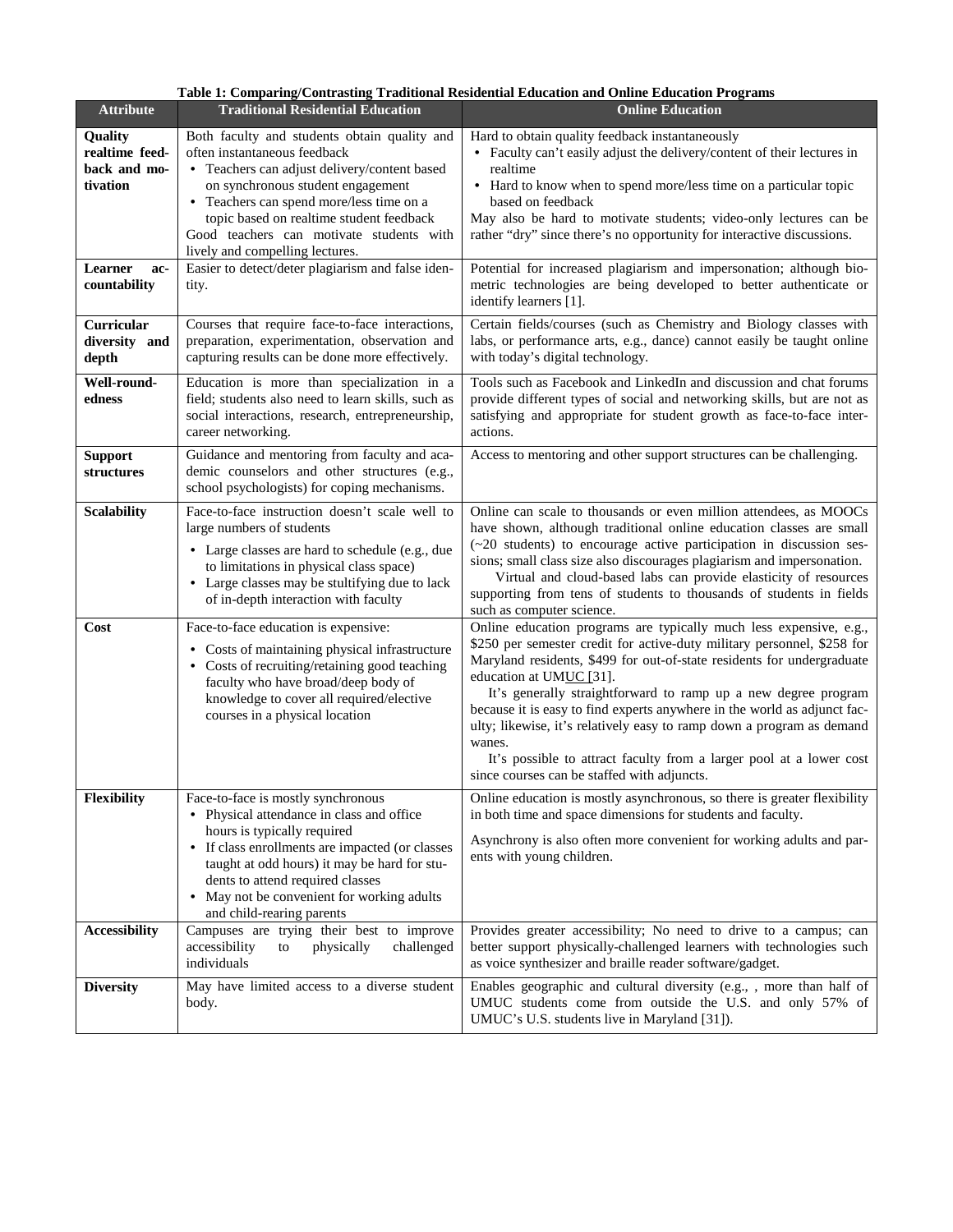**Table 1: Comparing/Contrasting Traditional Residential Education and Online Education Programs**

| Attribute | Traditional Residential Education | Online Education |
|---|---|---|
| **Quality realtime feedback and motivation** | Both faculty and students obtain quality and often instantaneous feedback<br>• Teachers can adjust delivery/content based on synchronous student engagement<br>• Teachers can spend more/less time on a topic based on realtime student feedback<br>Good teachers can motivate students with lively and compelling lectures. | Hard to obtain quality feedback instantaneously<br>• Faculty can't easily adjust the delivery/content of their lectures in realtime<br>• Hard to know when to spend more/less time on a particular topic based on feedback<br>May also be hard to motivate students; video-only lectures can be rather "dry" since there's no opportunity for interactive discussions. |
| **Learner accountability** | Easier to detect/deter plagiarism and false identity. | Potential for increased plagiarism and impersonation; although biometric technologies are being developed to better authenticate or identify learners [1]. |
| **Curricular diversity and depth** | Courses that require face-to-face interactions, preparation, experimentation, observation and capturing results can be done more effectively. | Certain fields/courses (such as Chemistry and Biology classes with labs, or performance arts, e.g., dance) cannot easily be taught online with today's digital technology. |
| **Well-roundedness** | Education is more than specialization in a field; students also need to learn skills, such as social interactions, research, entrepreneurship, career networking. | Tools such as Facebook and LinkedIn and discussion and chat forums provide different types of social and networking skills, but are not as satisfying and appropriate for student growth as face-to-face interactions. |
| **Support structures** | Guidance and mentoring from faculty and academic counselors and other structures (e.g., school psychologists) for coping mechanisms. | Access to mentoring and other support structures can be challenging. |
| **Scalability** | Face-to-face instruction doesn't scale well to large numbers of students<br>• Large classes are hard to schedule (e.g., due to limitations in physical class space)<br>• Large classes may be stultifying due to lack of in-depth interaction with faculty | Online can scale to thousands or even million attendees, as MOOCs have shown, although traditional online education classes are small (~20 students) to encourage active participation in discussion sessions; small class size also discourages plagiarism and impersonation.<br>Virtual and cloud-based labs can provide elasticity of resources supporting from tens of students to thousands of students in fields such as computer science. |
| **Cost** | Face-to-face education is expensive:<br>• Costs of maintaining physical infrastructure<br>• Costs of recruiting/retaining good teaching faculty who have broad/deep body of knowledge to cover all required/elective courses in a physical location | Online education programs are typically much less expensive, e.g., $250 per semester credit for active-duty military personnel, $258 for Maryland residents, $499 for out-of-state residents for undergraduate education at UMUC [31].<br>It's generally straightforward to ramp up a new degree program because it is easy to find experts anywhere in the world as adjunct faculty; likewise, it's relatively easy to ramp down a program as demand wanes.<br>It's possible to attract faculty from a larger pool at a lower cost since courses can be staffed with adjuncts. |
| **Flexibility** | Face-to-face is mostly synchronous<br>• Physical attendance in class and office hours is typically required<br>• If class enrollments are impacted (or classes taught at odd hours) it may be hard for students to attend required classes<br>• May not be convenient for working adults and child-rearing parents | Online education is mostly asynchronous, so there is greater flexibility in both time and space dimensions for students and faculty.<br>Asynchrony is also often more convenient for working adults and parents with young children. |
| **Accessibility** | Campuses are trying their best to improve accessibility to physically challenged individuals | Provides greater accessibility; No need to drive to a campus; can better support physically-challenged learners with technologies such as voice synthesizer and braille reader software/gadget. |
| **Diversity** | May have limited access to a diverse student body. | Enables geographic and cultural diversity (e.g., , more than half of UMUC students come from outside the U.S. and only 57% of UMUC's U.S. students live in Maryland [31]). |